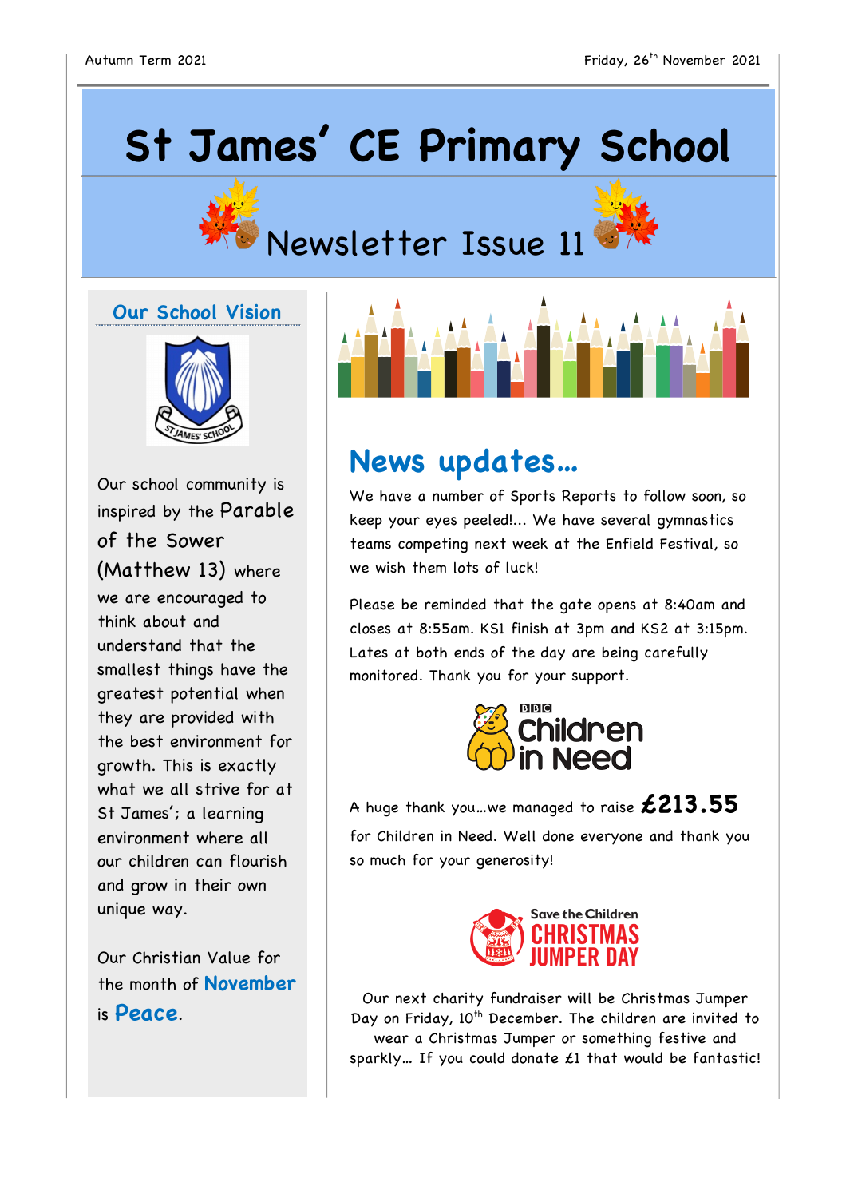Autumn Term 2021 | Friday, 26th November 2021

# St James' CE Primary School

## Newsletter Issue 11

### Our School Vision

Our school community is inspired by the Parable of the Sower (Matthew 13) where we are encouraged to think about and understand that the smallest things have the greatest potential when they are provided with the best environment for growth. This is exactly what we all strive for at St James'; a learning environment where all our children can flourish and grow in their own unique way.

Our Christian Value for the month of **November** is **Peace**.

## News updates…

We have a number of Sports Reports to follow soon, so keep your eyes peeled!... We have several gymnastics teams competing next week at the Enfield Festival, so we wish them lots of luck!

Please be reminded that the gate opens at 8:40am and closes at 8:55am. KS1 finish at 3pm and KS2 at 3:15pm. Lates at both ends of the day are being carefully monitored. Thank you for your support.

BBC Children in Need

A huge thank you…we managed to raise **£213.55** for Children in Need. Well done everyone and thank you so much for your generosity!

Save the Children CHRISTMAS JUMPER DAY

Our next charity fundraiser will be Christmas Jumper Day on Friday, 10th December. The children are invited to wear a Christmas Jumper or something festive and sparkly… If you could donate £1 that would be fantastic!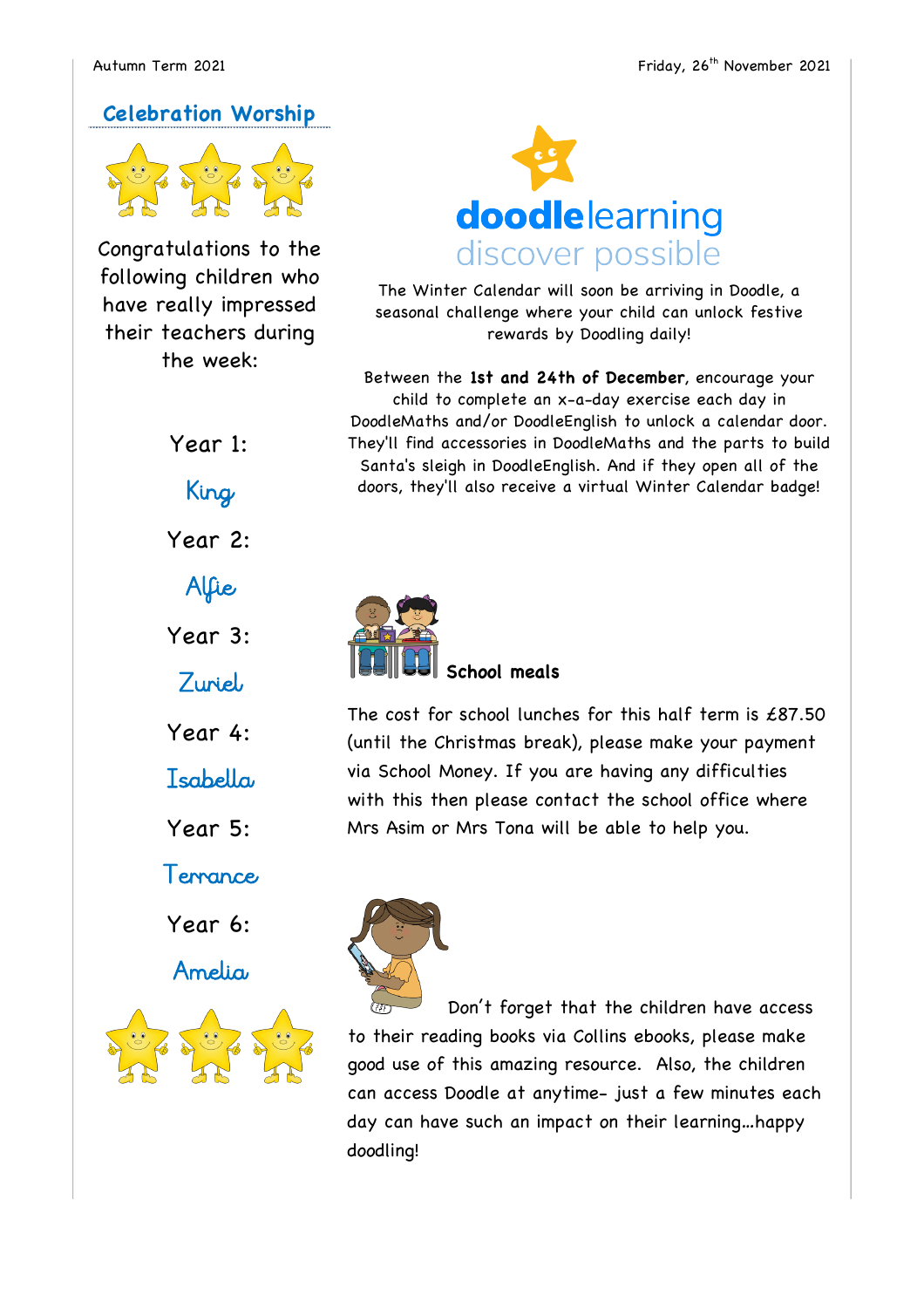## Celebration Worship

Congratulations to the following children who have really impressed their teachers during the week:

Year 1:

King

Year 2:

Alfie

Year 3:

Zuriel

Year 4:

Isabella

Year 5:

Terrance

Year 6:

Amelia

**doodlelearning**
discover possible

The Winter Calendar will soon be arriving in Doodle, a seasonal challenge where your child can unlock festive rewards by Doodling daily!

Between the **1st and 24th of December**, encourage your child to complete an x-a-day exercise each day in DoodleMaths and/or DoodleEnglish to unlock a calendar door. They'll find accessories in DoodleMaths and the parts to build Santa's sleigh in DoodleEnglish. And if they open all of the doors, they'll also receive a virtual Winter Calendar badge!

**School meals**

The cost for school lunches for this half term is £87.50 (until the Christmas break), please make your payment via School Money. If you are having any difficulties with this then please contact the school office where Mrs Asim or Mrs Tona will be able to help you.

Don't forget that the children have access to their reading books via Collins ebooks, please make good use of this amazing resource. Also, the children can access Doodle at anytime- just a few minutes each day can have such an impact on their learning…happy doodling!